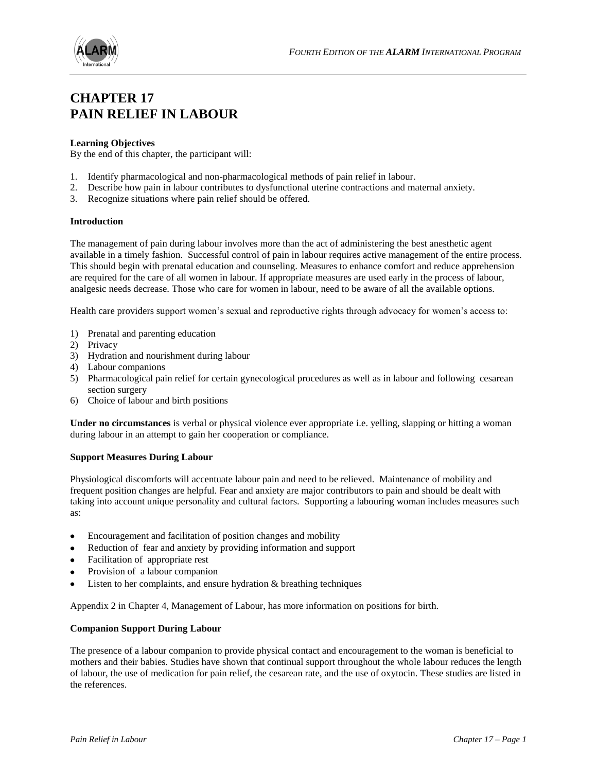# CHAPTER 17
# PAIN RELIEF IN LABOUR

**Learning Objectives**
By the end of this chapter, the participant will:

1. Identify pharmacological and non-pharmacological methods of pain relief in labour.
2. Describe how pain in labour contributes to dysfunctional uterine contractions and maternal anxiety.
3. Recognize situations where pain relief should be offered.

**Introduction**

The management of pain during labour involves more than the act of administering the best anesthetic agent available in a timely fashion. Successful control of pain in labour requires active management of the entire process. This should begin with prenatal education and counseling. Measures to enhance comfort and reduce apprehension are required for the care of all women in labour. If appropriate measures are used early in the process of labour, analgesic needs decrease. Those who care for women in labour, need to be aware of all the available options.

Health care providers support women's sexual and reproductive rights through advocacy for women's access to:

1) Prenatal and parenting education
2) Privacy
3) Hydration and nourishment during labour
4) Labour companions
5) Pharmacological pain relief for certain gynecological procedures as well as in labour and following cesarean section surgery
6) Choice of labour and birth positions

**Under no circumstances** is verbal or physical violence ever appropriate i.e. yelling, slapping or hitting a woman during labour in an attempt to gain her cooperation or compliance.

**Support Measures During Labour**

Physiological discomforts will accentuate labour pain and need to be relieved. Maintenance of mobility and frequent position changes are helpful. Fear and anxiety are major contributors to pain and should be dealt with taking into account unique personality and cultural factors. Supporting a labouring woman includes measures such as:

- Encouragement and facilitation of position changes and mobility
- Reduction of fear and anxiety by providing information and support
- Facilitation of appropriate rest
- Provision of a labour companion
- Listen to her complaints, and ensure hydration & breathing techniques

Appendix 2 in Chapter 4, Management of Labour, has more information on positions for birth.

**Companion Support During Labour**

The presence of a labour companion to provide physical contact and encouragement to the woman is beneficial to mothers and their babies. Studies have shown that continual support throughout the whole labour reduces the length of labour, the use of medication for pain relief, the cesarean rate, and the use of oxytocin. These studies are listed in the references.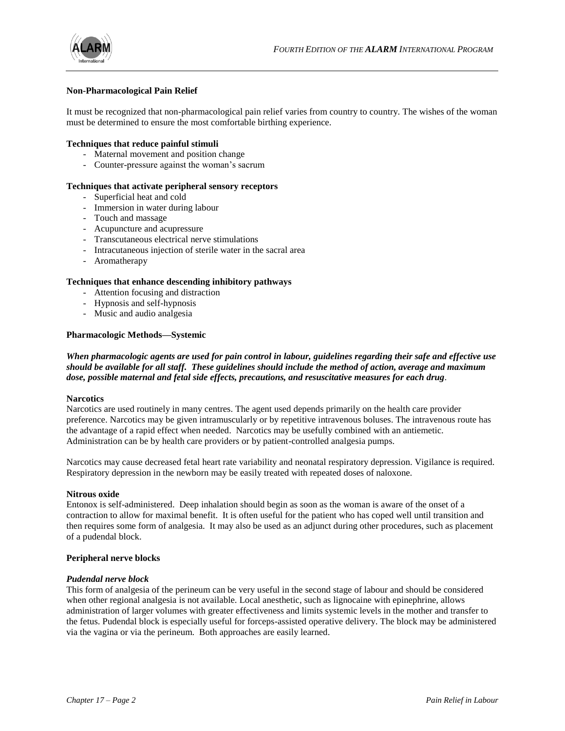### Non-Pharmacological Pain Relief

It must be recognized that non-pharmacological pain relief varies from country to country. The wishes of the woman must be determined to ensure the most comfortable birthing experience.

#### Techniques that reduce painful stimuli

- Maternal movement and position change
- Counter-pressure against the woman's sacrum

#### Techniques that activate peripheral sensory receptors

- Superficial heat and cold
- Immersion in water during labour
- Touch and massage
- Acupuncture and acupressure
- Transcutaneous electrical nerve stimulations
- Intracutaneous injection of sterile water in the sacral area
- Aromatherapy

#### Techniques that enhance descending inhibitory pathways

- Attention focusing and distraction
- Hypnosis and self-hypnosis
- Music and audio analgesia

### Pharmacologic Methods—Systemic

***When pharmacologic agents are used for pain control in labour, guidelines regarding their safe and effective use should be available for all staff. These guidelines should include the method of action, average and maximum dose, possible maternal and fetal side effects, precautions, and resuscitative measures for each drug***.

#### Narcotics

Narcotics are used routinely in many centres. The agent used depends primarily on the health care provider preference. Narcotics may be given intramuscularly or by repetitive intravenous boluses. The intravenous route has the advantage of a rapid effect when needed. Narcotics may be usefully combined with an antiemetic. Administration can be by health care providers or by patient-controlled analgesia pumps.

Narcotics may cause decreased fetal heart rate variability and neonatal respiratory depression. Vigilance is required. Respiratory depression in the newborn may be easily treated with repeated doses of naloxone.

#### Nitrous oxide

Entonox is self-administered. Deep inhalation should begin as soon as the woman is aware of the onset of a contraction to allow for maximal benefit. It is often useful for the patient who has coped well until transition and then requires some form of analgesia. It may also be used as an adjunct during other procedures, such as placement of a pudendal block.

### Peripheral nerve blocks

#### *Pudendal nerve block*

This form of analgesia of the perineum can be very useful in the second stage of labour and should be considered when other regional analgesia is not available. Local anesthetic, such as lignocaine with epinephrine, allows administration of larger volumes with greater effectiveness and limits systemic levels in the mother and transfer to the fetus. Pudendal block is especially useful for forceps-assisted operative delivery. The block may be administered via the vagina or via the perineum. Both approaches are easily learned.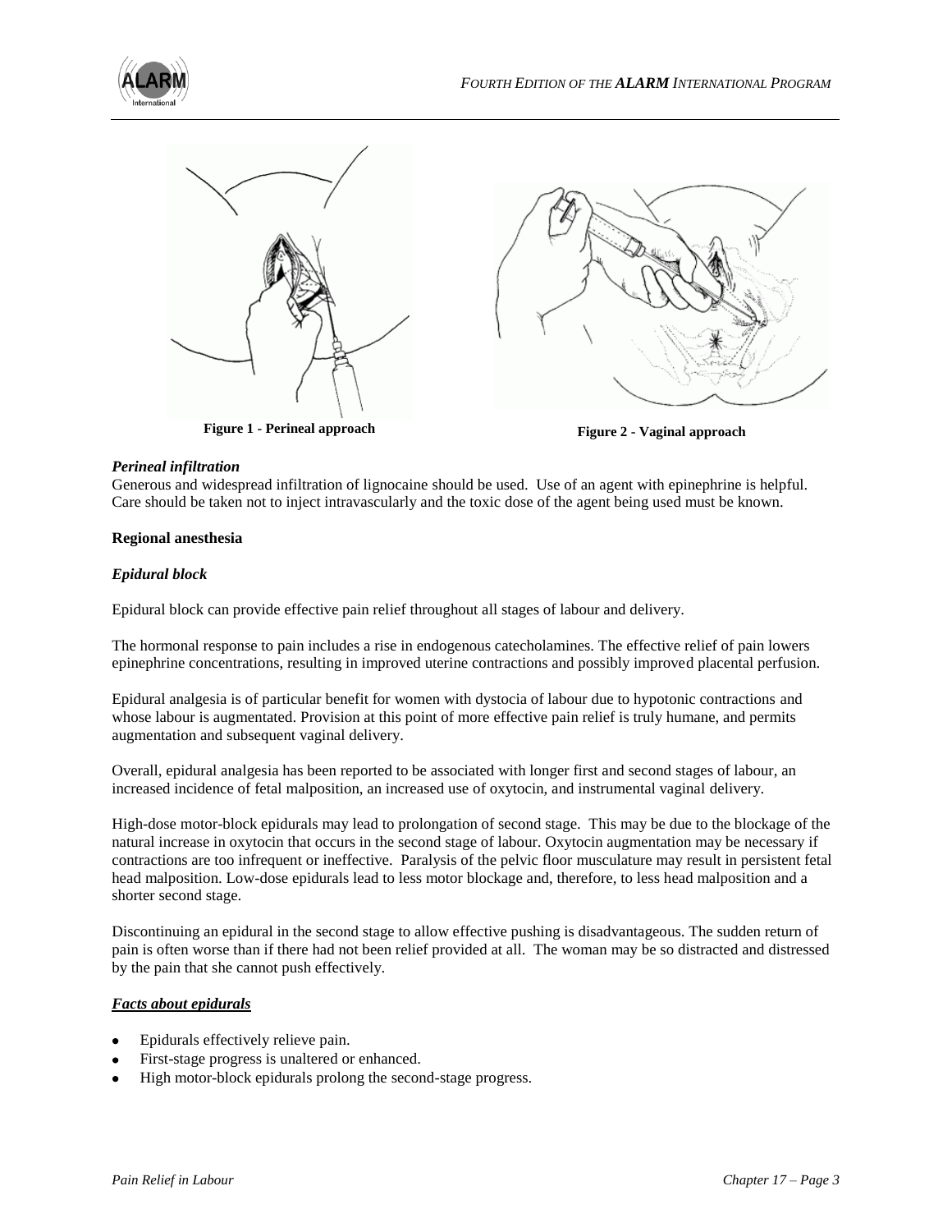Figure 1 - Perineal approach

Figure 2 - Vaginal approach

### *Perineal infiltration*

Generous and widespread infiltration of lignocaine should be used. Use of an agent with epinephrine is helpful. Care should be taken not to inject intravascularly and the toxic dose of the agent being used must be known.

## **Regional anesthesia**

### *Epidural block*

Epidural block can provide effective pain relief throughout all stages of labour and delivery.

The hormonal response to pain includes a rise in endogenous catecholamines. The effective relief of pain lowers epinephrine concentrations, resulting in improved uterine contractions and possibly improved placental perfusion.

Epidural analgesia is of particular benefit for women with dystocia of labour due to hypotonic contractions and whose labour is augmentated. Provision at this point of more effective pain relief is truly humane, and permits augmentation and subsequent vaginal delivery.

Overall, epidural analgesia has been reported to be associated with longer first and second stages of labour, an increased incidence of fetal malposition, an increased use of oxytocin, and instrumental vaginal delivery.

High-dose motor-block epidurals may lead to prolongation of second stage. This may be due to the blockage of the natural increase in oxytocin that occurs in the second stage of labour. Oxytocin augmentation may be necessary if contractions are too infrequent or ineffective. Paralysis of the pelvic floor musculature may result in persistent fetal head malposition. Low-dose epidurals lead to less motor blockage and, therefore, to less head malposition and a shorter second stage.

Discontinuing an epidural in the second stage to allow effective pushing is disadvantageous. The sudden return of pain is often worse than if there had not been relief provided at all. The woman may be so distracted and distressed by the pain that she cannot push effectively.

### ***Facts about epidurals***

- Epidurals effectively relieve pain.
- First-stage progress is unaltered or enhanced.
- High motor-block epidurals prolong the second-stage progress.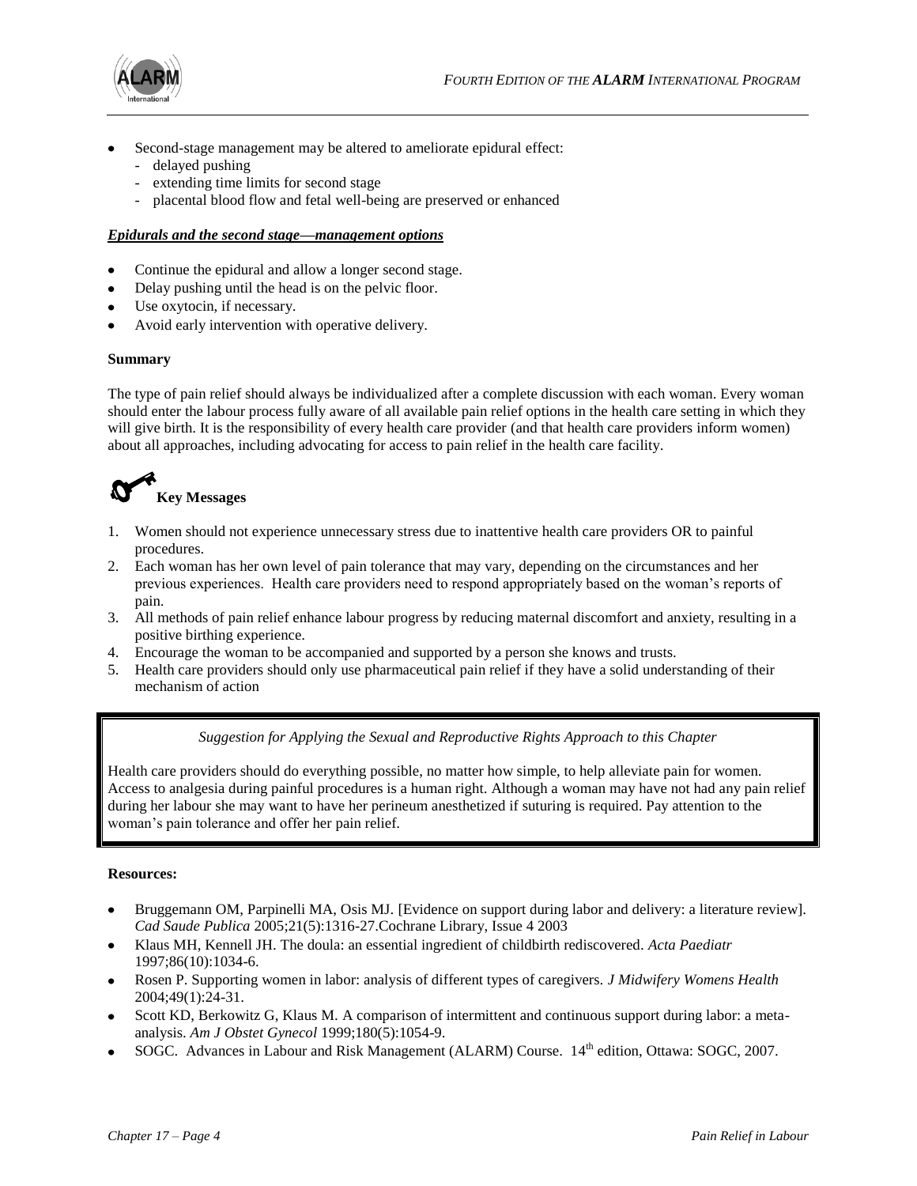- Second-stage management may be altered to ameliorate epidural effect:
  - delayed pushing
  - extending time limits for second stage
  - placental blood flow and fetal well-being are preserved or enhanced

***Epidurals and the second stage—management options***

- Continue the epidural and allow a longer second stage.
- Delay pushing until the head is on the pelvic floor.
- Use oxytocin, if necessary.
- Avoid early intervention with operative delivery.

**Summary**

The type of pain relief should always be individualized after a complete discussion with each woman. Every woman should enter the labour process fully aware of all available pain relief options in the health care setting in which they will give birth. It is the responsibility of every health care provider (and that health care providers inform women) about all approaches, including advocating for access to pain relief in the health care facility.

**Key Messages**

1. Women should not experience unnecessary stress due to inattentive health care providers OR to painful procedures.
2. Each woman has her own level of pain tolerance that may vary, depending on the circumstances and her previous experiences. Health care providers need to respond appropriately based on the woman's reports of pain.
3. All methods of pain relief enhance labour progress by reducing maternal discomfort and anxiety, resulting in a positive birthing experience.
4. Encourage the woman to be accompanied and supported by a person she knows and trusts.
5. Health care providers should only use pharmaceutical pain relief if they have a solid understanding of their mechanism of action

*Suggestion for Applying the Sexual and Reproductive Rights Approach to this Chapter*

Health care providers should do everything possible, no matter how simple, to help alleviate pain for women. Access to analgesia during painful procedures is a human right. Although a woman may have not had any pain relief during her labour she may want to have her perineum anesthetized if suturing is required. Pay attention to the woman's pain tolerance and offer her pain relief.

**Resources:**

- Bruggemann OM, Parpinelli MA, Osis MJ. [Evidence on support during labor and delivery: a literature review]. *Cad Saude Publica* 2005;21(5):1316-27.Cochrane Library, Issue 4 2003
- Klaus MH, Kennell JH. The doula: an essential ingredient of childbirth rediscovered. *Acta Paediatr* 1997;86(10):1034-6.
- Rosen P. Supporting women in labor: analysis of different types of caregivers. *J Midwifery Womens Health* 2004;49(1):24-31.
- Scott KD, Berkowitz G, Klaus M. A comparison of intermittent and continuous support during labor: a meta-analysis. *Am J Obstet Gynecol* 1999;180(5):1054-9.
- SOGC. Advances in Labour and Risk Management (ALARM) Course. 14th edition, Ottawa: SOGC, 2007.